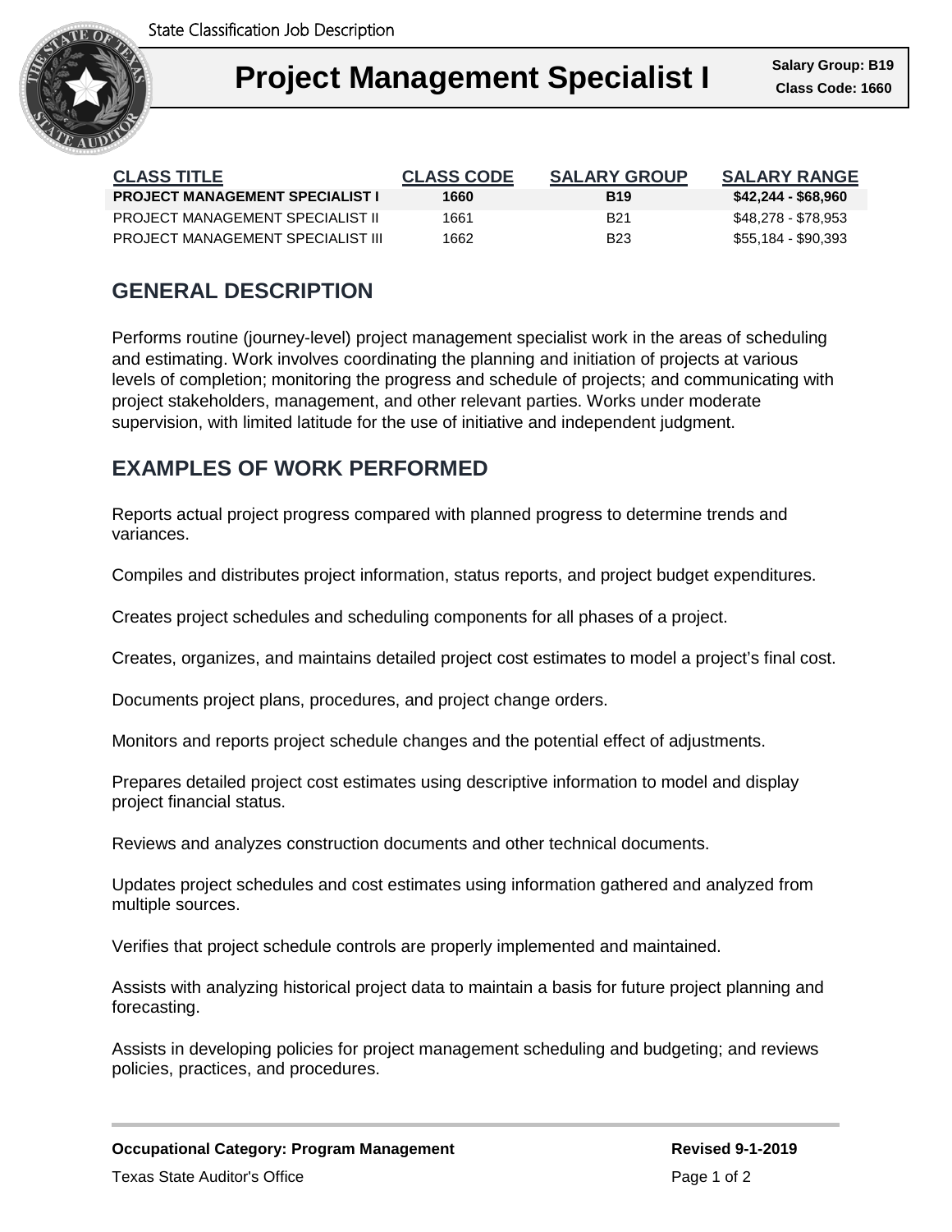State Classification Job Description

# Project Management Specialist I

**Salary Group: B19**
**Class Code: 1660**

| CLASS TITLE | CLASS CODE | SALARY GROUP | SALARY RANGE |
|---|---|---|---|
| **PROJECT MANAGEMENT SPECIALIST I** | **1660** | **B19** | **$42,244 - $68,960** |
| PROJECT MANAGEMENT SPECIALIST II | 1661 | B21 | $48,278 - $78,953 |
| PROJECT MANAGEMENT SPECIALIST III | 1662 | B23 | $55,184 - $90,393 |

## GENERAL DESCRIPTION

Performs routine (journey-level) project management specialist work in the areas of scheduling and estimating. Work involves coordinating the planning and initiation of projects at various levels of completion; monitoring the progress and schedule of projects; and communicating with project stakeholders, management, and other relevant parties. Works under moderate supervision, with limited latitude for the use of initiative and independent judgment.

## EXAMPLES OF WORK PERFORMED

Reports actual project progress compared with planned progress to determine trends and variances.

Compiles and distributes project information, status reports, and project budget expenditures.

Creates project schedules and scheduling components for all phases of a project.

Creates, organizes, and maintains detailed project cost estimates to model a project's final cost.

Documents project plans, procedures, and project change orders.

Monitors and reports project schedule changes and the potential effect of adjustments.

Prepares detailed project cost estimates using descriptive information to model and display project financial status.

Reviews and analyzes construction documents and other technical documents.

Updates project schedules and cost estimates using information gathered and analyzed from multiple sources.

Verifies that project schedule controls are properly implemented and maintained.

Assists with analyzing historical project data to maintain a basis for future project planning and forecasting.

Assists in developing policies for project management scheduling and budgeting; and reviews policies, practices, and procedures.

**Occupational Category: Program Management**

**Revised 9-1-2019**

Texas State Auditor's Office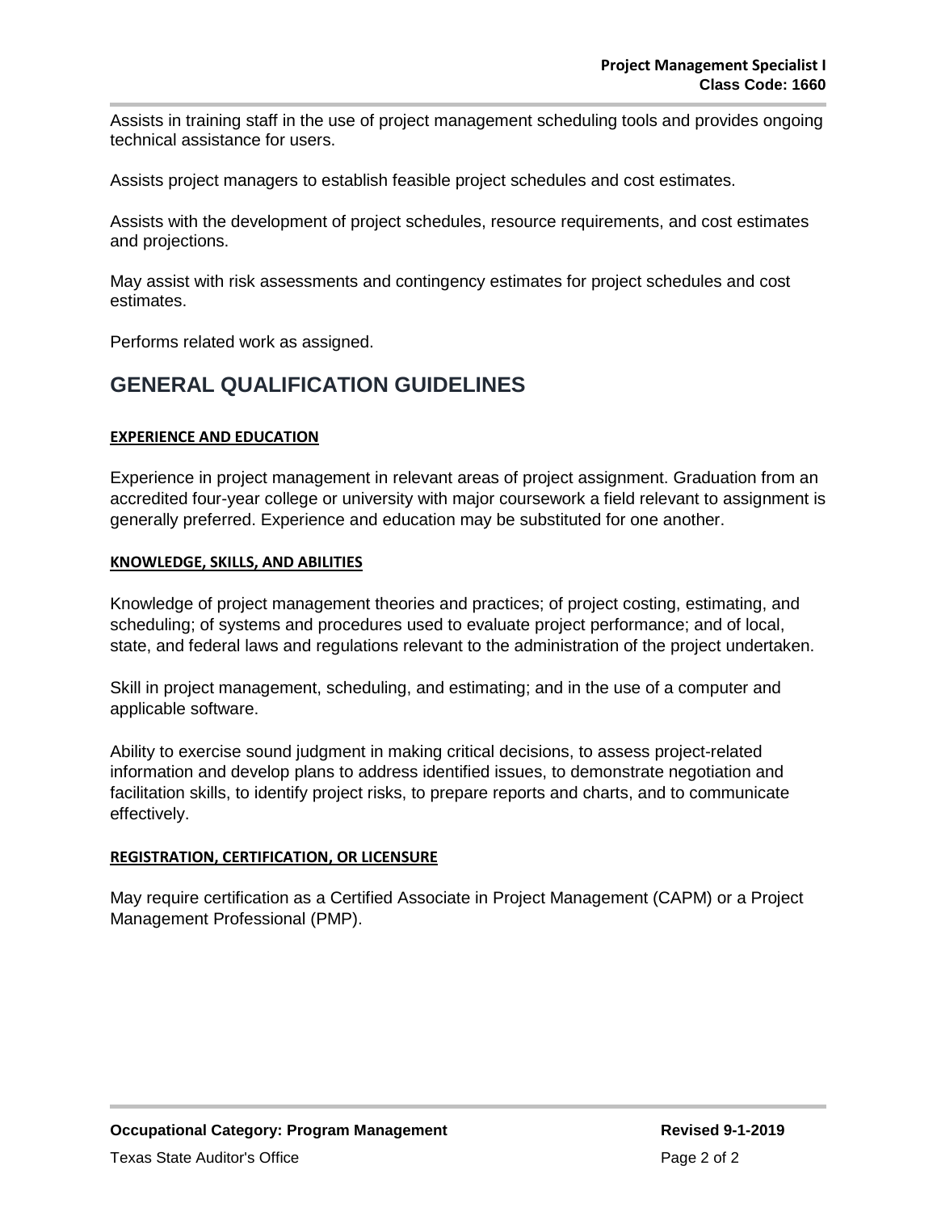Assists in training staff in the use of project management scheduling tools and provides ongoing technical assistance for users.

Assists project managers to establish feasible project schedules and cost estimates.

Assists with the development of project schedules, resource requirements, and cost estimates and projections.

May assist with risk assessments and contingency estimates for project schedules and cost estimates.

Performs related work as assigned.

## GENERAL QUALIFICATION GUIDELINES

### EXPERIENCE AND EDUCATION

Experience in project management in relevant areas of project assignment. Graduation from an accredited four-year college or university with major coursework a field relevant to assignment is generally preferred. Experience and education may be substituted for one another.

### KNOWLEDGE, SKILLS, AND ABILITIES

Knowledge of project management theories and practices; of project costing, estimating, and scheduling; of systems and procedures used to evaluate project performance; and of local, state, and federal laws and regulations relevant to the administration of the project undertaken.

Skill in project management, scheduling, and estimating; and in the use of a computer and applicable software.

Ability to exercise sound judgment in making critical decisions, to assess project-related information and develop plans to address identified issues, to demonstrate negotiation and facilitation skills, to identify project risks, to prepare reports and charts, and to communicate effectively.

### REGISTRATION, CERTIFICATION, OR LICENSURE

May require certification as a Certified Associate in Project Management (CAPM) or a Project Management Professional (PMP).